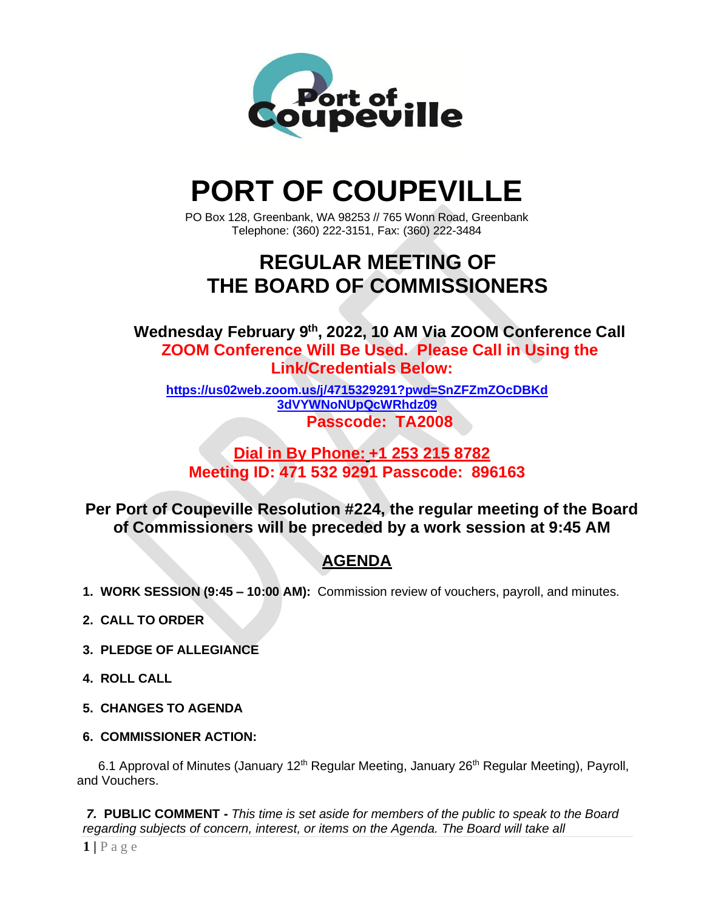# PORT OF COUPEVILLE

PO Box 128, Greenbank, WA 98253 // 765 Wonn Road, Greenbank
Telephone: (360) 222-3151, Fax: (360) 222-3484

## REGULAR MEETING OF THE BOARD OF COMMISSIONERS

**Wednesday February 9th, 2022, 10 AM Via ZOOM Conference Call**

**ZOOM Conference Will Be Used. Please Call in Using the Link/Credentials Below:**

**https://us02web.zoom.us/j/4715329291?pwd=SnZFZmZOcDBKd3dVYWNoNUpQcWRhdz09**

**Passcode: TA2008**

**Dial in By Phone: +1 253 215 8782**
**Meeting ID: 471 532 9291 Passcode: 896163**

**Per Port of Coupeville Resolution #224, the regular meeting of the Board of Commissioners will be preceded by a work session at 9:45 AM**

## AGENDA

1. **WORK SESSION (9:45 – 10:00 AM):** Commission review of vouchers, payroll, and minutes.
2. **CALL TO ORDER**
3. **PLEDGE OF ALLEGIANCE**
4. **ROLL CALL**
5. **CHANGES TO AGENDA**
6. **COMMISSIONER ACTION:**

   6.1 Approval of Minutes (January 12th Regular Meeting, January 26th Regular Meeting), Payroll, and Vouchers.

7. **PUBLIC COMMENT -** *This time is set aside for members of the public to speak to the Board regarding subjects of concern, interest, or items on the Agenda. The Board will take all*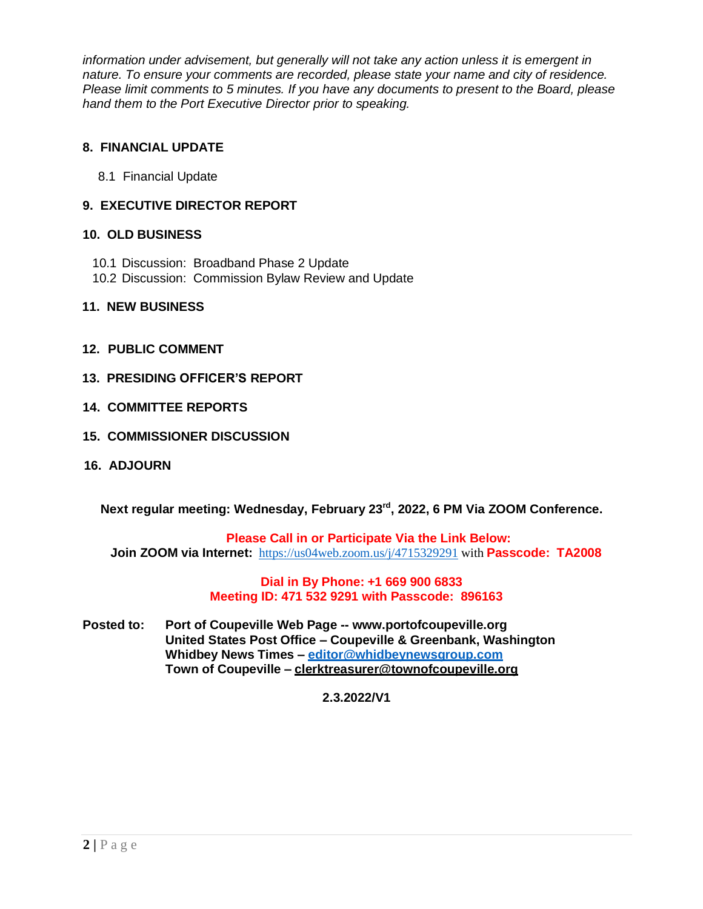*information under advisement, but generally will not take any action unless it is emergent in nature. To ensure your comments are recorded, please state your name and city of residence. Please limit comments to 5 minutes. If you have any documents to present to the Board, please hand them to the Port Executive Director prior to speaking.*

**8. FINANCIAL UPDATE**

8.1 Financial Update

**9. EXECUTIVE DIRECTOR REPORT**

**10. OLD BUSINESS**

10.1 Discussion: Broadband Phase 2 Update
10.2 Discussion: Commission Bylaw Review and Update

**11. NEW BUSINESS**

**12. PUBLIC COMMENT**

**13. PRESIDING OFFICER'S REPORT**

**14. COMMITTEE REPORTS**

**15. COMMISSIONER DISCUSSION**

**16. ADJOURN**

**Next regular meeting: Wednesday, February 23rd, 2022, 6 PM Via ZOOM Conference.**

**Please Call in or Participate Via the Link Below:**
**Join ZOOM via Internet:** https://us04web.zoom.us/j/4715329291 with **Passcode: TA2008**

**Dial in By Phone: +1 669 900 6833**
**Meeting ID: 471 532 9291 with Passcode: 896163**

**Posted to:** **Port of Coupeville Web Page -- www.portofcoupeville.org**
**United States Post Office – Coupeville & Greenbank, Washington**
**Whidbey News Times – editor@whidbeynewsgroup.com**
**Town of Coupeville – clerktreasurer@townofcoupeville.org**

**2.3.2022/V1**